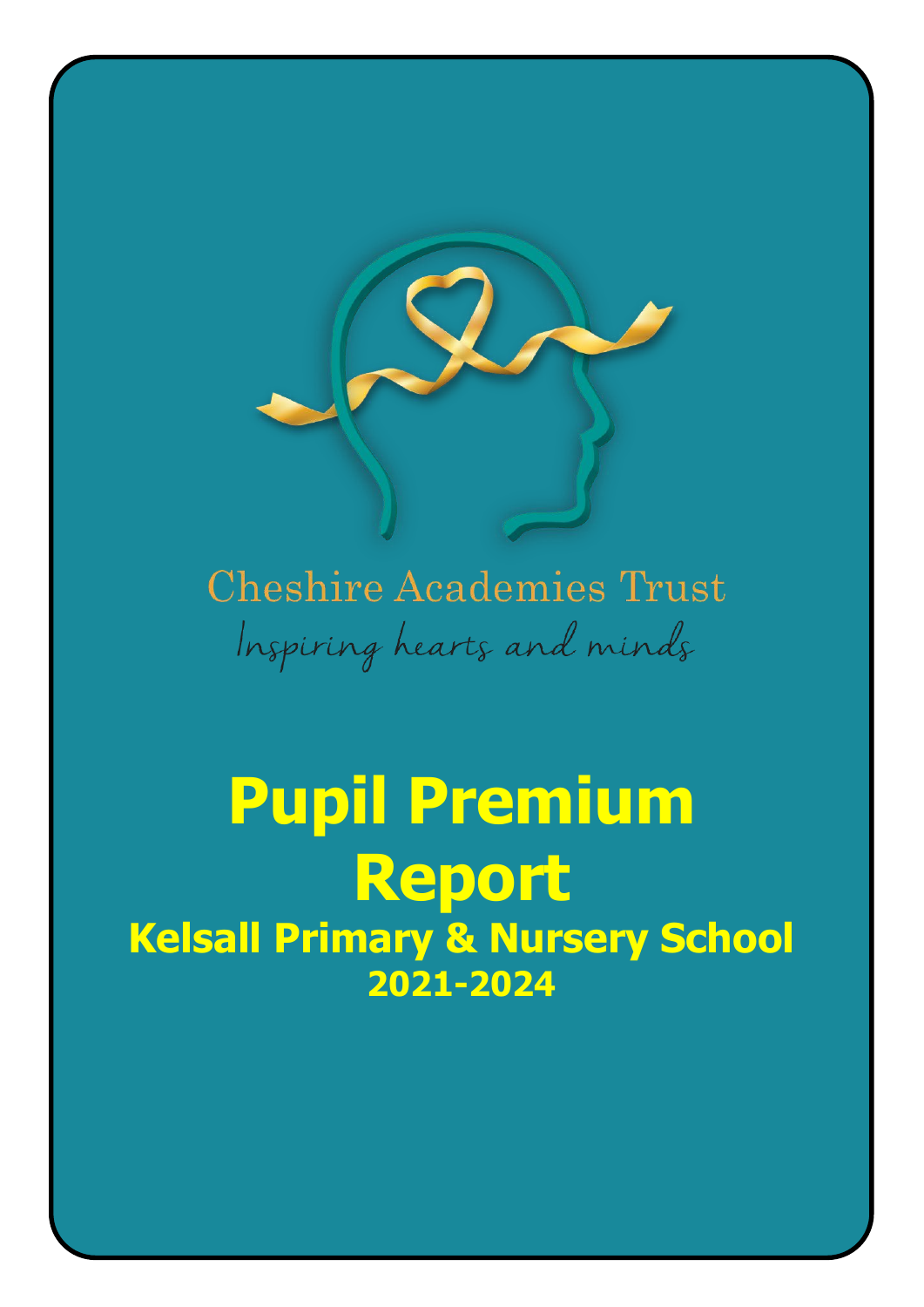Cheshire Academies Trust

*Inspiring hearts and minds*

# Pupil Premium Report

## Kelsall Primary & Nursery School

## 2021-2024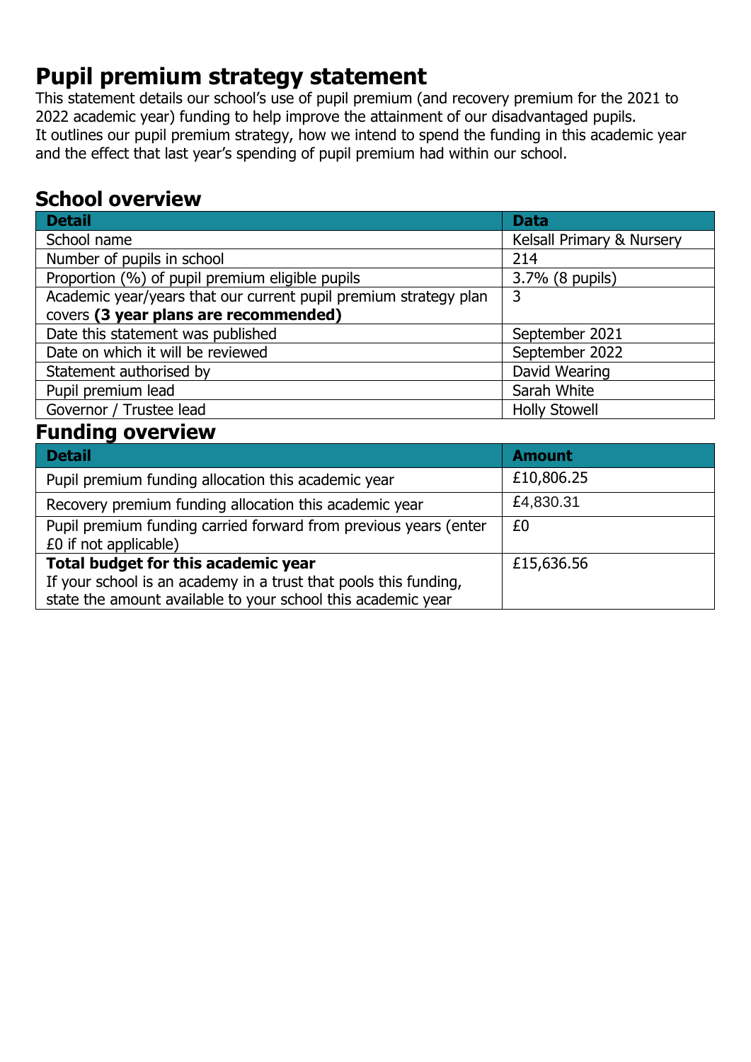# Pupil premium strategy statement

This statement details our school's use of pupil premium (and recovery premium for the 2021 to 2022 academic year) funding to help improve the attainment of our disadvantaged pupils.
It outlines our pupil premium strategy, how we intend to spend the funding in this academic year and the effect that last year's spending of pupil premium had within our school.

## School overview

| Detail | Data |
|---|---|
| School name | Kelsall Primary & Nursery |
| Number of pupils in school | 214 |
| Proportion (%) of pupil premium eligible pupils | 3.7% (8 pupils) |
| Academic year/years that our current pupil premium strategy plan covers **(3 year plans are recommended)** | 3 |
| Date this statement was published | September 2021 |
| Date on which it will be reviewed | September 2022 |
| Statement authorised by | David Wearing |
| Pupil premium lead | Sarah White |
| Governor / Trustee lead | Holly Stowell |

## Funding overview

| Detail | Amount |
|---|---|
| Pupil premium funding allocation this academic year | £10,806.25 |
| Recovery premium funding allocation this academic year | £4,830.31 |
| Pupil premium funding carried forward from previous years (enter £0 if not applicable) | £0 |
| **Total budget for this academic year** If your school is an academy in a trust that pools this funding, state the amount available to your school this academic year | £15,636.56 |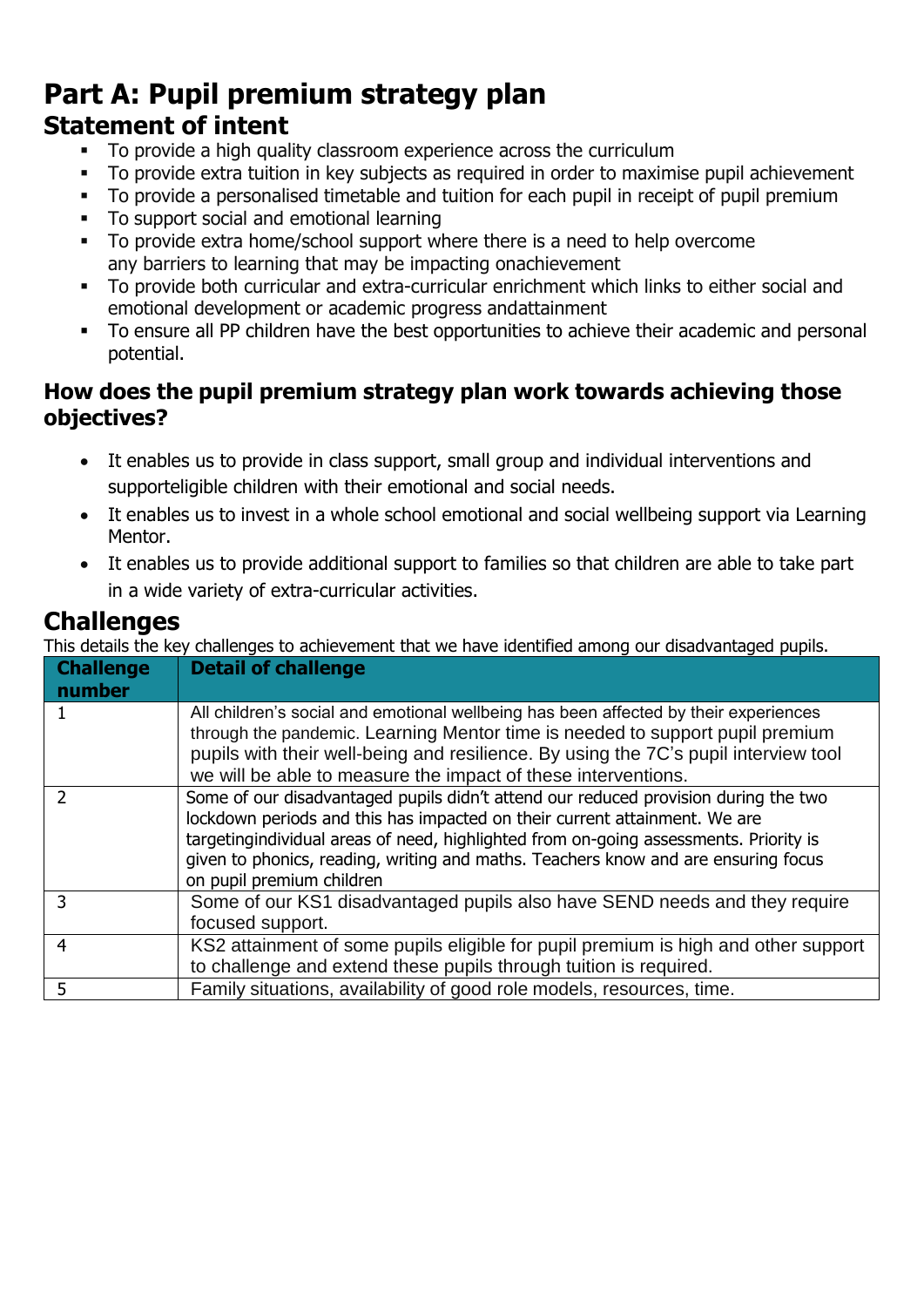# Part A: Pupil premium strategy plan

## Statement of intent

- To provide a high quality classroom experience across the curriculum
- To provide extra tuition in key subjects as required in order to maximise pupil achievement
- To provide a personalised timetable and tuition for each pupil in receipt of pupil premium
- To support social and emotional learning
- To provide extra home/school support where there is a need to help overcome any barriers to learning that may be impacting onachievement
- To provide both curricular and extra-curricular enrichment which links to either social and emotional development or academic progress andattainment
- To ensure all PP children have the best opportunities to achieve their academic and personal potential.

### How does the pupil premium strategy plan work towards achieving those objectives?

- It enables us to provide in class support, small group and individual interventions and supporteligible children with their emotional and social needs.
- It enables us to invest in a whole school emotional and social wellbeing support via Learning Mentor.
- It enables us to provide additional support to families so that children are able to take part in a wide variety of extra-curricular activities.

## Challenges

This details the key challenges to achievement that we have identified among our disadvantaged pupils.

| Challenge number | Detail of challenge |
|---|---|
| 1 | All children's social and emotional wellbeing has been affected by their experiences through the pandemic. Learning Mentor time is needed to support pupil premium pupils with their well-being and resilience. By using the 7C's pupil interview tool we will be able to measure the impact of these interventions. |
| 2 | Some of our disadvantaged pupils didn't attend our reduced provision during the two lockdown periods and this has impacted on their current attainment. We are targetingindividual areas of need, highlighted from on-going assessments. Priority is given to phonics, reading, writing and maths. Teachers know and are ensuring focus on pupil premium children |
| 3 | Some of our KS1 disadvantaged pupils also have SEND needs and they require focused support. |
| 4 | KS2 attainment of some pupils eligible for pupil premium is high and other support to challenge and extend these pupils through tuition is required. |
| 5 | Family situations, availability of good role models, resources, time. |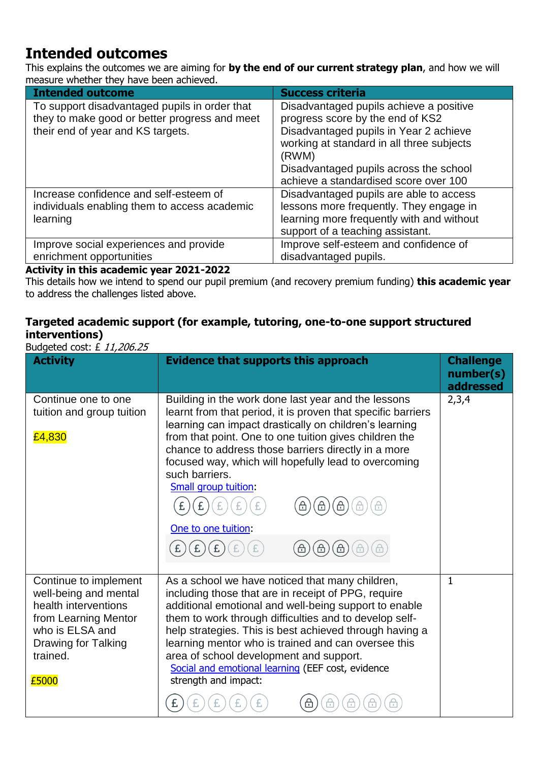# Intended outcomes

This explains the outcomes we are aiming for **by the end of our current strategy plan**, and how we will measure whether they have been achieved.

| Intended outcome | Success criteria |
|---|---|
| To support disadvantaged pupils in order that they to make good or better progress and meet their end of year and KS targets. | Disadvantaged pupils achieve a positive progress score by the end of KS2<br>Disadvantaged pupils in Year 2 achieve working at standard in all three subjects (RWM)<br>Disadvantaged pupils across the school achieve a standardised score over 100 |
| Increase confidence and self-esteem of individuals enabling them to access academic learning | Disadvantaged pupils are able to access lessons more frequently. They engage in learning more frequently with and without support of a teaching assistant. |
| Improve social experiences and provide enrichment opportunities | Improve self-esteem and confidence of disadvantaged pupils. |

**Activity in this academic year 2021-2022**

This details how we intend to spend our pupil premium (and recovery premium funding) **this academic year** to address the challenges listed above.

### Targeted academic support (for example, tutoring, one-to-one support structured interventions)

Budgeted cost: £ *11,206.25*

| Activity | Evidence that supports this approach | Challenge number(s) addressed |
|---|---|---|
| Continue one to one tuition and group tuition<br><br>£4,830 | Building in the work done last year and the lessons learnt from that period, it is proven that specific barriers learning can impact drastically on children's learning from that point. One to one tuition gives children the chance to address those barriers directly in a more focused way, which will hopefully lead to overcoming such barriers.<br>Small group tuition:<br>One to one tuition: | 2,3,4 |
| Continue to implement well-being and mental health interventions from Learning Mentor who is ELSA and Drawing for Talking trained.<br><br>£5000 | As a school we have noticed that many children, including those that are in receipt of PPG, require additional emotional and well-being support to enable them to work through difficulties and to develop self-help strategies. This is best achieved through having a learning mentor who is trained and can oversee this area of school development and support.<br>Social and emotional learning (EEF cost, evidence strength and impact: | 1 |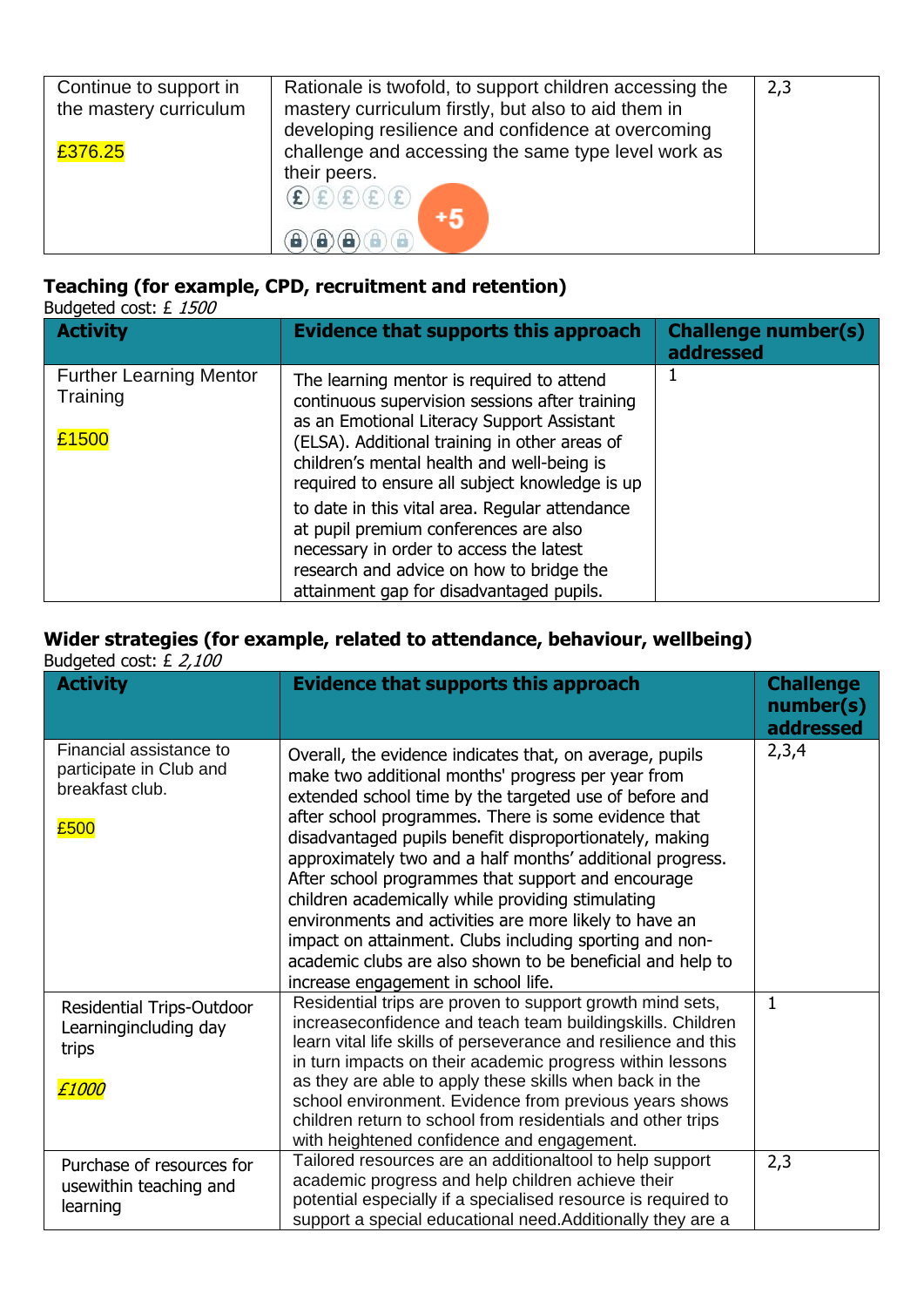| Continue to support in the mastery curriculum<br><br>£376.25 | Rationale is twofold, to support children accessing the mastery curriculum firstly, but also to aid them in developing resilience and confidence at overcoming challenge and accessing the same type level work as their peers.<br>+5 | 2,3 |
|---|---|---|

### Teaching (for example, CPD, recruitment and retention)

Budgeted cost: £ *1500*

| Activity | Evidence that supports this approach | Challenge number(s) addressed |
|---|---|---|
| Further Learning Mentor Training<br><br>£1500 | The learning mentor is required to attend continuous supervision sessions after training as an Emotional Literacy Support Assistant (ELSA). Additional training in other areas of children's mental health and well-being is required to ensure all subject knowledge is up to date in this vital area. Regular attendance at pupil premium conferences are also necessary in order to access the latest research and advice on how to bridge the attainment gap for disadvantaged pupils. | 1 |

### Wider strategies (for example, related to attendance, behaviour, wellbeing)

Budgeted cost: £ *2,100*

| Activity | Evidence that supports this approach | Challenge number(s) addressed |
|---|---|---|
| Financial assistance to participate in Club and breakfast club.<br><br>£500 | Overall, the evidence indicates that, on average, pupils make two additional months' progress per year from extended school time by the targeted use of before and after school programmes. There is some evidence that disadvantaged pupils benefit disproportionately, making approximately two and a half months' additional progress. After school programmes that support and encourage children academically while providing stimulating environments and activities are more likely to have an impact on attainment. Clubs including sporting and non-academic clubs are also shown to be beneficial and help to increase engagement in school life. | 2,3,4 |
| Residential Trips-Outdoor Learningincluding day trips<br><br>*£1000* | Residential trips are proven to support growth mind sets, increaseconfidence and teach team buildingskills. Children learn vital life skills of perseverance and resilience and this in turn impacts on their academic progress within lessons as they are able to apply these skills when back in the school environment. Evidence from previous years shows children return to school from residentials and other trips with heightened confidence and engagement. | 1 |
| Purchase of resources for usewithin teaching and learning | Tailored resources are an additionaltool to help support academic progress and help children achieve their potential especially if a specialised resource is required to support a special educational need.Additionally they are a | 2,3 |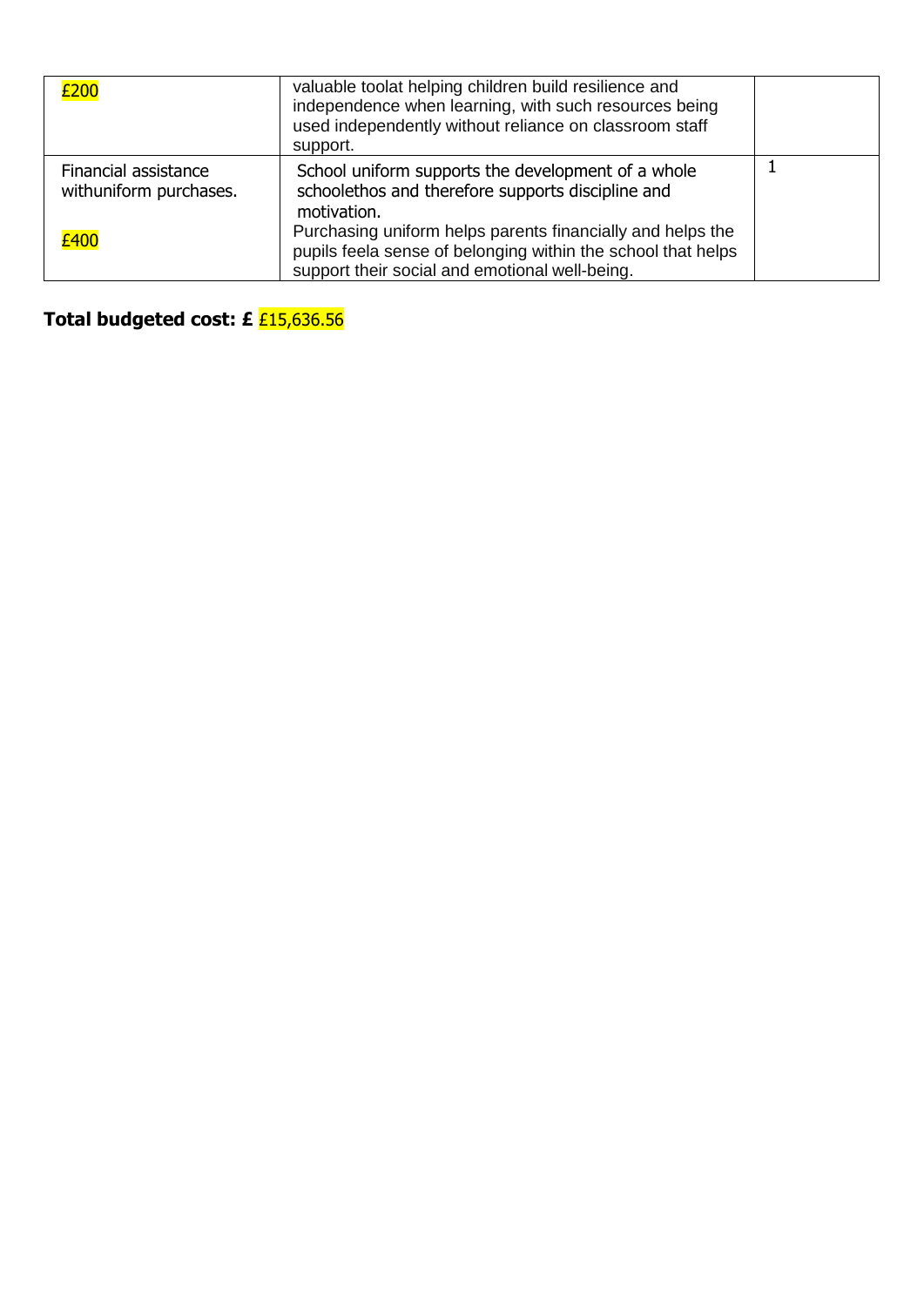| | | |
|---|---|---|
| £200 | valuable toolat helping children build resilience and independence when learning, with such resources being used independently without reliance on classroom staff support. | |
| Financial assistance withuniform purchases.<br><br>£400 | School uniform supports the development of a whole schoolethos and therefore supports discipline and motivation.<br>Purchasing uniform helps parents financially and helps the pupils feela sense of belonging within the school that helps support their social and emotional well-being. | 1 |

**Total budgeted cost: £** £15,636.56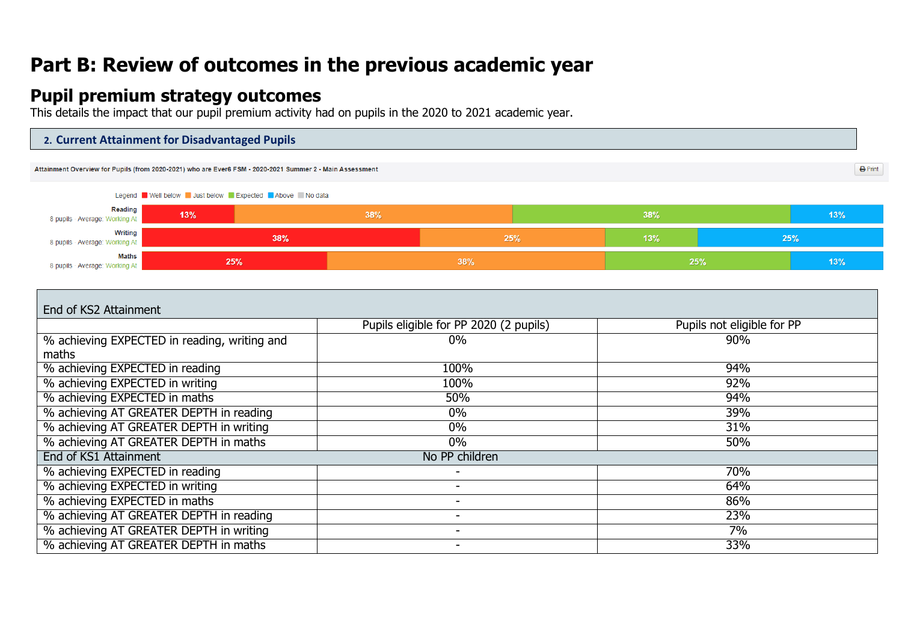# Part B: Review of outcomes in the previous academic year

## Pupil premium strategy outcomes

This details the impact that our pupil premium activity had on pupils in the 2020 to 2021 academic year.

### 2. Current Attainment for Disadvantaged Pupils

Attainment Overview for Pupils (from 2020-2021) who are Ever6 FSM - 2020-2021 Summer 2 - Main Assessment

Legend: Well below, Just below, Expected, Above, No data

| Subject | Pupils | Average | Well below | Just below | Expected | Above |
|---|---|---|---|---|---|---|
| Reading | 8 pupils | Working At | 13% | 38% | 38% | 13% |
| Writing | 8 pupils | Working At | 38% | 25% | 13% | 25% |
| Maths | 8 pupils | Working At | 25% | 38% | 25% | 13% |

| End of KS2 Attainment | | |
|---|---|---|
| | Pupils eligible for PP 2020 (2 pupils) | Pupils not eligible for PP |
| % achieving EXPECTED in reading, writing and maths | 0% | 90% |
| % achieving EXPECTED in reading | 100% | 94% |
| % achieving EXPECTED in writing | 100% | 92% |
| % achieving EXPECTED in maths | 50% | 94% |
| % achieving AT GREATER DEPTH in reading | 0% | 39% |
| % achieving AT GREATER DEPTH in writing | 0% | 31% |
| % achieving AT GREATER DEPTH in maths | 0% | 50% |
| End of KS1 Attainment | No PP children | |
| % achieving EXPECTED in reading | - | 70% |
| % achieving EXPECTED in writing | - | 64% |
| % achieving EXPECTED in maths | - | 86% |
| % achieving AT GREATER DEPTH in reading | - | 23% |
| % achieving AT GREATER DEPTH in writing | - | 7% |
| % achieving AT GREATER DEPTH in maths | - | 33% |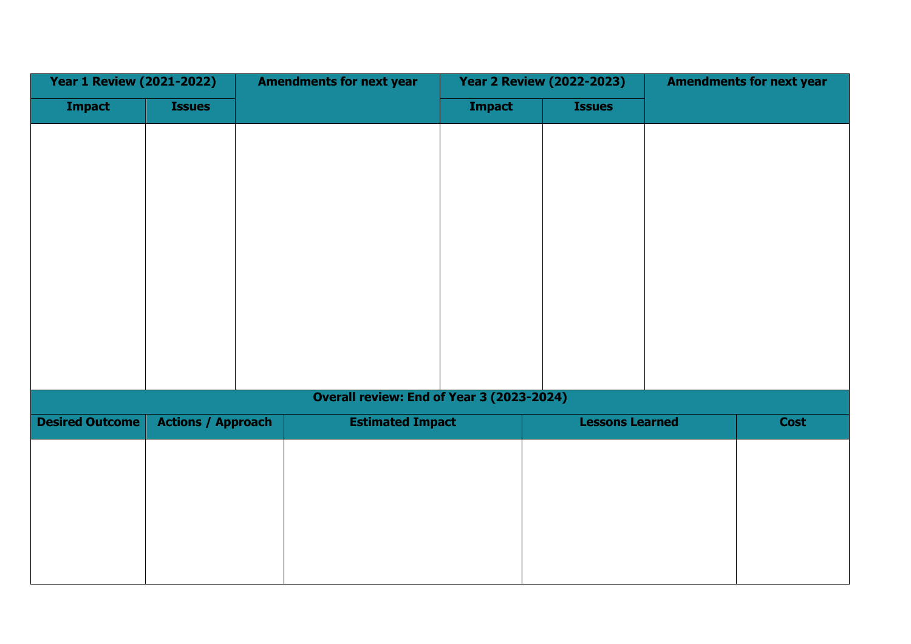| Year 1 Review (2021-2022) | | Amendments for next year | Year 2 Review (2022-2023) | | Amendments for next year |
|---|---|---|---|---|---|
| Impact | Issues | | Impact | Issues | |
| | | | | | |

| Overall review: End of Year 3 (2023-2024) | | | | |
|---|---|---|---|---|
| Desired Outcome | Actions / Approach | Estimated Impact | Lessons Learned | Cost |
| | | | | |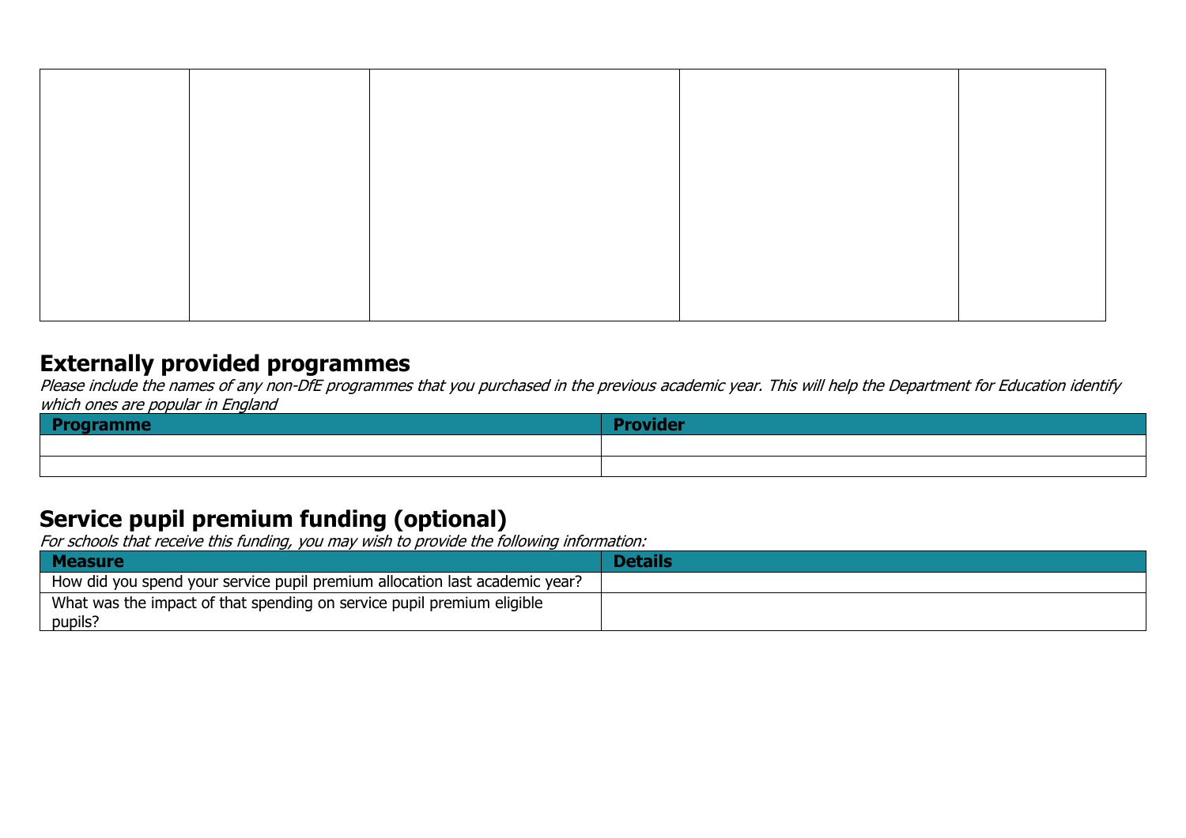| | | | | |
|---|---|---|---|---|
| | | | | |

## Externally provided programmes

*Please include the names of any non-DfE programmes that you purchased in the previous academic year. This will help the Department for Education identify which ones are popular in England*

| Programme | Provider |
|---|---|
| | |
| | |

## Service pupil premium funding (optional)

*For schools that receive this funding, you may wish to provide the following information:*

| Measure | Details |
|---|---|
| How did you spend your service pupil premium allocation last academic year? | |
| What was the impact of that spending on service pupil premium eligible pupils? | |